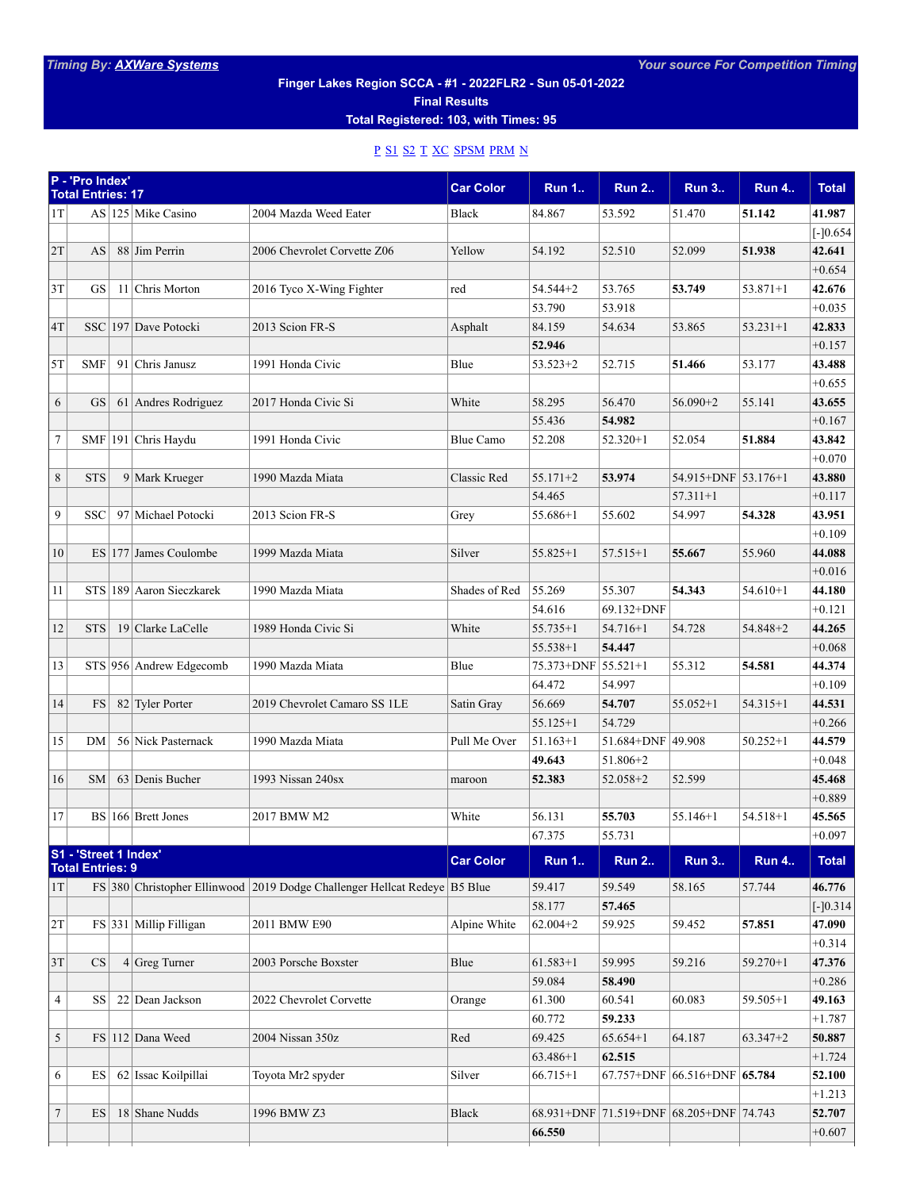*Timing By:* ***[AXWare Systems]*** *Your source For Competition Timing*

**Finger Lakes Region SCCA - #1 - 2022FLR2 - Sun 05-01-2022**

**Final Results**

**Total Registered: 103, with Times: 95**

P S1 S2 T XC SPSM PRM N

| P - 'Pro Index' Total Entries: 17 | | | | | Car Color | Run 1.. | Run 2.. | Run 3.. | Run 4.. | Total |
|---|---|---|---|---|---|---|---|---|---|---|
| 1T | AS | 125 | Mike Casino | 2004 Mazda Weed Eater | Black | 84.867 | 53.592 | 51.470 | **51.142** | **41.987** |
| | | | | | | | | | | [-]0.654 |
| 2T | AS | 88 | Jim Perrin | 2006 Chevrolet Corvette Z06 | Yellow | 54.192 | 52.510 | 52.099 | **51.938** | **42.641** |
| | | | | | | | | | | +0.654 |
| 3T | GS | 11 | Chris Morton | 2016 Tyco X-Wing Fighter | red | 54.544+2 | 53.765 | **53.749** | 53.871+1 | **42.676** |
| | | | | | | 53.790 | 53.918 | | | +0.035 |
| 4T | SSC | 197 | Dave Potocki | 2013 Scion FR-S | Asphalt | 84.159 | 54.634 | 53.865 | 53.231+1 | **42.833** |
| | | | | | | **52.946** | | | | +0.157 |
| 5T | SMF | 91 | Chris Janusz | 1991 Honda Civic | Blue | 53.523+2 | 52.715 | **51.466** | 53.177 | **43.488** |
| | | | | | | | | | | +0.655 |
| 6 | GS | 61 | Andres Rodriguez | 2017 Honda Civic Si | White | 58.295 | 56.470 | 56.090+2 | 55.141 | **43.655** |
| | | | | | | 55.436 | **54.982** | | | +0.167 |
| 7 | SMF | 191 | Chris Haydu | 1991 Honda Civic | Blue Camo | 52.208 | 52.320+1 | 52.054 | **51.884** | **43.842** |
| | | | | | | | | | | +0.070 |
| 8 | STS | 9 | Mark Krueger | 1990 Mazda Miata | Classic Red | 55.171+2 | **53.974** | 54.915+DNF | 53.176+1 | **43.880** |
| | | | | | | 54.465 | | 57.311+1 | | +0.117 |
| 9 | SSC | 97 | Michael Potocki | 2013 Scion FR-S | Grey | 55.686+1 | 55.602 | 54.997 | **54.328** | **43.951** |
| | | | | | | | | | | +0.109 |
| 10 | ES | 177 | James Coulombe | 1999 Mazda Miata | Silver | 55.825+1 | 57.515+1 | **55.667** | 55.960 | **44.088** |
| | | | | | | | | | | +0.016 |
| 11 | STS | 189 | Aaron Sieczkarek | 1990 Mazda Miata | Shades of Red | 55.269 | 55.307 | **54.343** | 54.610+1 | **44.180** |
| | | | | | | 54.616 | 69.132+DNF | | | +0.121 |
| 12 | STS | 19 | Clarke LaCelle | 1989 Honda Civic Si | White | 55.735+1 | 54.716+1 | 54.728 | 54.848+2 | **44.265** |
| | | | | | | 55.538+1 | **54.447** | | | +0.068 |
| 13 | STS | 956 | Andrew Edgecomb | 1990 Mazda Miata | Blue | 75.373+DNF | 55.521+1 | 55.312 | **54.581** | **44.374** |
| | | | | | | 64.472 | 54.997 | | | +0.109 |
| 14 | FS | 82 | Tyler Porter | 2019 Chevrolet Camaro SS 1LE | Satin Gray | 56.669 | **54.707** | 55.052+1 | 54.315+1 | **44.531** |
| | | | | | | 55.125+1 | 54.729 | | | +0.266 |
| 15 | DM | 56 | Nick Pasternack | 1990 Mazda Miata | Pull Me Over | 51.163+1 | 51.684+DNF | 49.908 | 50.252+1 | **44.579** |
| | | | | | | **49.643** | 51.806+2 | | | +0.048 |
| 16 | SM | 63 | Denis Bucher | 1993 Nissan 240sx | maroon | **52.383** | 52.058+2 | 52.599 | | **45.468** |
| | | | | | | | | | | +0.889 |
| 17 | BS | 166 | Brett Jones | 2017 BMW M2 | White | 56.131 | **55.703** | 55.146+1 | 54.518+1 | **45.565** |
| | | | | | | 67.375 | 55.731 | | | +0.097 |

| S1 - 'Street 1 Index' Total Entries: 9 | | | | | Car Color | Run 1.. | Run 2.. | Run 3.. | Run 4.. | Total |
|---|---|---|---|---|---|---|---|---|---|---|
| 1T | FS | 380 | Christopher Ellinwood | 2019 Dodge Challenger Hellcat Redeye | B5 Blue | 59.417 | 59.549 | 58.165 | 57.744 | **46.776** |
| | | | | | | 58.177 | **57.465** | | | [-]0.314 |
| 2T | FS | 331 | Millip Filligan | 2011 BMW E90 | Alpine White | 62.004+2 | 59.925 | 59.452 | **57.851** | **47.090** |
| | | | | | | | | | | +0.314 |
| 3T | CS | 4 | Greg Turner | 2003 Porsche Boxster | Blue | 61.583+1 | 59.995 | 59.216 | 59.270+1 | **47.376** |
| | | | | | | 59.084 | **58.490** | | | +0.286 |
| 4 | SS | 22 | Dean Jackson | 2022 Chevrolet Corvette | Orange | 61.300 | 60.541 | 60.083 | 59.505+1 | **49.163** |
| | | | | | | 60.772 | **59.233** | | | +1.787 |
| 5 | FS | 112 | Dana Weed | 2004 Nissan 350z | Red | 69.425 | 65.654+1 | 64.187 | 63.347+2 | **50.887** |
| | | | | | | 63.486+1 | **62.515** | | | +1.724 |
| 6 | ES | 62 | Issac Koilpillai | Toyota Mr2 spyder | Silver | 66.715+1 | 67.757+DNF | 66.516+DNF | **65.784** | **52.100** |
| | | | | | | | | | | +1.213 |
| 7 | ES | 18 | Shane Nudds | 1996 BMW Z3 | Black | 68.931+DNF | 71.519+DNF | 68.205+DNF | 74.743 | **52.707** |
| | | | | | | **66.550** | | | | +0.607 |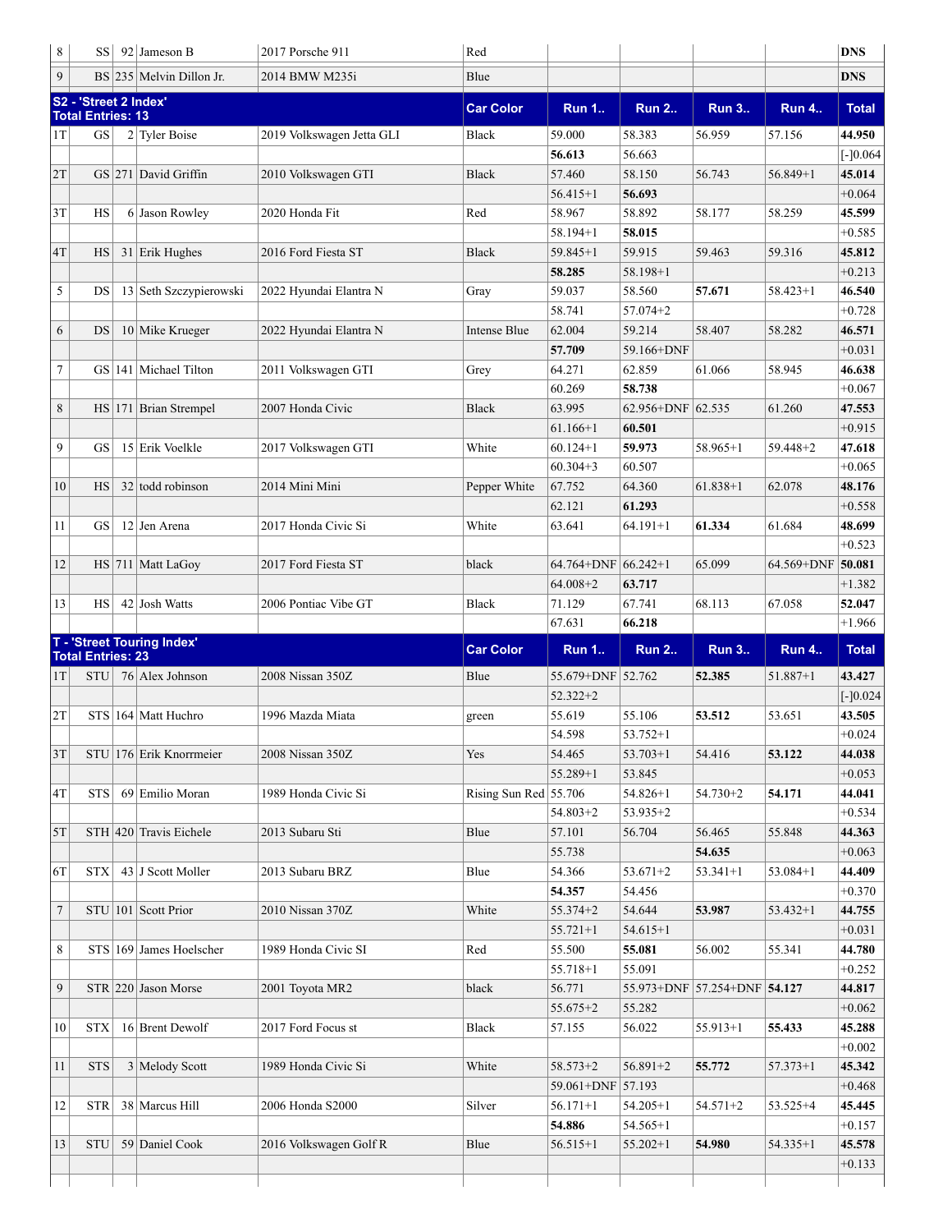| | | | | | | | | | | |
|---|---|---|---|---|---|---|---|---|---|---|
| 8 | SS | 92 | Jameson B | 2017 Porsche 911 | Red | | | | | **DNS** |
| 9 | BS | 235 | Melvin Dillon Jr. | 2014 BMW M235i | Blue | | | | | **DNS** |

| S2 - 'Street 2 Index' Total Entries: 13 | | | | | Car Color | Run 1.. | Run 2.. | Run 3.. | Run 4.. | Total |
|---|---|---|---|---|---|---|---|---|---|---|
| 1T | GS | 2 | Tyler Boise | 2019 Volkswagen Jetta GLI | Black | 59.000 | 58.383 | 56.959 | 57.156 | **44.950** |
| | | | | | | **56.613** | 56.663 | | | [-]0.064 |
| 2T | GS | 271 | David Griffin | 2010 Volkswagen GTI | Black | 57.460 | 58.150 | 56.743 | 56.849+1 | **45.014** |
| | | | | | | 56.415+1 | **56.693** | | | +0.064 |
| 3T | HS | 6 | Jason Rowley | 2020 Honda Fit | Red | 58.967 | 58.892 | 58.177 | 58.259 | **45.599** |
| | | | | | | 58.194+1 | **58.015** | | | +0.585 |
| 4T | HS | 31 | Erik Hughes | 2016 Ford Fiesta ST | Black | 59.845+1 | 59.915 | 59.463 | 59.316 | **45.812** |
| | | | | | | **58.285** | 58.198+1 | | | +0.213 |
| 5 | DS | 13 | Seth Szczypierowski | 2022 Hyundai Elantra N | Gray | 59.037 | 58.560 | **57.671** | 58.423+1 | **46.540** |
| | | | | | | 58.741 | 57.074+2 | | | +0.728 |
| 6 | DS | 10 | Mike Krueger | 2022 Hyundai Elantra N | Intense Blue | 62.004 | 59.214 | 58.407 | 58.282 | **46.571** |
| | | | | | | **57.709** | 59.166+DNF | | | +0.031 |
| 7 | GS | 141 | Michael Tilton | 2011 Volkswagen GTI | Grey | 64.271 | 62.859 | 61.066 | 58.945 | **46.638** |
| | | | | | | 60.269 | **58.738** | | | +0.067 |
| 8 | HS | 171 | Brian Strempel | 2007 Honda Civic | Black | 63.995 | 62.956+DNF | 62.535 | 61.260 | **47.553** |
| | | | | | | 61.166+1 | **60.501** | | | +0.915 |
| 9 | GS | 15 | Erik Voelkle | 2017 Volkswagen GTI | White | 60.124+1 | **59.973** | 58.965+1 | 59.448+2 | **47.618** |
| | | | | | | 60.304+3 | 60.507 | | | +0.065 |
| 10 | HS | 32 | todd robinson | 2014 Mini Mini | Pepper White | 67.752 | 64.360 | 61.838+1 | 62.078 | **48.176** |
| | | | | | | 62.121 | **61.293** | | | +0.558 |
| 11 | GS | 12 | Jen Arena | 2017 Honda Civic Si | White | 63.641 | 64.191+1 | **61.334** | 61.684 | **48.699** |
| | | | | | | | | | | +0.523 |
| 12 | HS | 711 | Matt LaGoy | 2017 Ford Fiesta ST | black | 64.764+DNF | 66.242+1 | 65.099 | 64.569+DNF | **50.081** |
| | | | | | | 64.008+2 | **63.717** | | | +1.382 |
| 13 | HS | 42 | Josh Watts | 2006 Pontiac Vibe GT | Black | 71.129 | 67.741 | 68.113 | 67.058 | **52.047** |
| | | | | | | 67.631 | **66.218** | | | +1.966 |

| T - 'Street Touring Index' Total Entries: 23 | | | | | Car Color | Run 1.. | Run 2.. | Run 3.. | Run 4.. | Total |
|---|---|---|---|---|---|---|---|---|---|---|
| 1T | STU | 76 | Alex Johnson | 2008 Nissan 350Z | Blue | 55.679+DNF | 52.762 | **52.385** | 51.887+1 | **43.427** |
| | | | | | | 52.322+2 | | | | [-]0.024 |
| 2T | STS | 164 | Matt Huchro | 1996 Mazda Miata | green | 55.619 | 55.106 | **53.512** | 53.651 | **43.505** |
| | | | | | | 54.598 | 53.752+1 | | | +0.024 |
| 3T | STU | 176 | Erik Knorrmeier | 2008 Nissan 350Z | Yes | 54.465 | 53.703+1 | 54.416 | **53.122** | **44.038** |
| | | | | | | 55.289+1 | 53.845 | | | +0.053 |
| 4T | STS | 69 | Emilio Moran | 1989 Honda Civic Si | Rising Sun Red | 55.706 | 54.826+1 | 54.730+2 | **54.171** | **44.041** |
| | | | | | | 54.803+2 | 53.935+2 | | | +0.534 |
| 5T | STH | 420 | Travis Eichele | 2013 Subaru Sti | Blue | 57.101 | 56.704 | 56.465 | 55.848 | **44.363** |
| | | | | | | 55.738 | | **54.635** | | +0.063 |
| 6T | STX | 43 | J Scott Moller | 2013 Subaru BRZ | Blue | 54.366 | 53.671+2 | 53.341+1 | 53.084+1 | **44.409** |
| | | | | | | **54.357** | 54.456 | | | +0.370 |
| 7 | STU | 101 | Scott Prior | 2010 Nissan 370Z | White | 55.374+2 | 54.644 | **53.987** | 53.432+1 | **44.755** |
| | | | | | | 55.721+1 | 54.615+1 | | | +0.031 |
| 8 | STS | 169 | James Hoelscher | 1989 Honda Civic SI | Red | 55.500 | **55.081** | 56.002 | 55.341 | **44.780** |
| | | | | | | 55.718+1 | 55.091 | | | +0.252 |
| 9 | STR | 220 | Jason Morse | 2001 Toyota MR2 | black | 56.771 | 55.973+DNF | 57.254+DNF | **54.127** | **44.817** |
| | | | | | | 55.675+2 | 55.282 | | | +0.062 |
| 10 | STX | 16 | Brent Dewolf | 2017 Ford Focus st | Black | 57.155 | 56.022 | 55.913+1 | **55.433** | **45.288** |
| | | | | | | | | | | +0.002 |
| 11 | STS | 3 | Melody Scott | 1989 Honda Civic Si | White | 58.573+2 | 56.891+2 | **55.772** | 57.373+1 | **45.342** |
| | | | | | | 59.061+DNF | 57.193 | | | +0.468 |
| 12 | STR | 38 | Marcus Hill | 2006 Honda S2000 | Silver | 56.171+1 | 54.205+1 | 54.571+2 | 53.525+4 | **45.445** |
| | | | | | | **54.886** | 54.565+1 | | | +0.157 |
| 13 | STU | 59 | Daniel Cook | 2016 Volkswagen Golf R | Blue | 56.515+1 | 55.202+1 | **54.980** | 54.335+1 | **45.578** |
| | | | | | | | | | | +0.133 |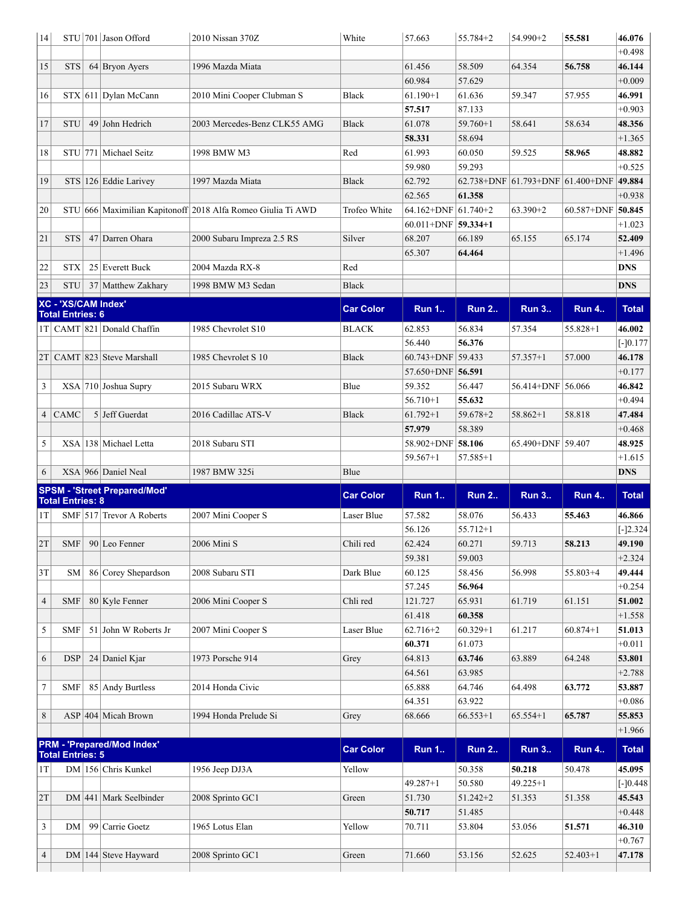| | | | | | | | | | | |
|---|---|---|---|---|---|---|---|---|---|---|
| 14 | STU | 701 | Jason Offord | 2010 Nissan 370Z | White | 57.663 | 55.784+2 | 54.990+2 | **55.581** | **46.076** |
| | | | | | | | | | | +0.498 |
| 15 | STS | 64 | Bryon Ayers | 1996 Mazda Miata | | 61.456 | 58.509 | 64.354 | **56.758** | **46.144** |
| | | | | | | 60.984 | 57.629 | | | +0.009 |
| 16 | STX | 611 | Dylan McCann | 2010 Mini Cooper Clubman S | Black | 61.190+1 | 61.636 | 59.347 | 57.955 | **46.991** |
| | | | | | | **57.517** | 87.133 | | | +0.903 |
| 17 | STU | 49 | John Hedrich | 2003 Mercedes-Benz CLK55 AMG | Black | 61.078 | 59.760+1 | 58.641 | 58.634 | **48.356** |
| | | | | | | **58.331** | 58.694 | | | +1.365 |
| 18 | STU | 771 | Michael Seitz | 1998 BMW M3 | Red | 61.993 | 60.050 | 59.525 | **58.965** | **48.882** |
| | | | | | | 59.980 | 59.293 | | | +0.525 |
| 19 | STS | 126 | Eddie Larivey | 1997 Mazda Miata | Black | 62.792 | 62.738+DNF | 61.793+DNF | 61.400+DNF | **49.884** |
| | | | | | | 62.565 | **61.358** | | | +0.938 |
| 20 | STU | 666 | Maximilian Kapitonoff | 2018 Alfa Romeo Giulia Ti AWD | Trofeo White | 64.162+DNF | 61.740+2 | 63.390+2 | 60.587+DNF | **50.845** |
| | | | | | | 60.011+DNF | **59.334+1** | | | +1.023 |
| 21 | STS | 47 | Darren Ohara | 2000 Subaru Impreza 2.5 RS | Silver | 68.207 | 66.189 | 65.155 | 65.174 | **52.409** |
| | | | | | | 65.307 | **64.464** | | | +1.496 |
| 22 | STX | 25 | Everett Buck | 2004 Mazda RX-8 | Red | | | | | **DNS** |
| 23 | STU | 37 | Matthew Zakhary | 1998 BMW M3 Sedan | Black | | | | | **DNS** |

| **XC - 'XS/CAM Index' Total Entries: 6** | | | | | **Car Color** | **Run 1..** | **Run 2..** | **Run 3..** | **Run 4..** | **Total** |
|---|---|---|---|---|---|---|---|---|---|---|
| 1T | CAMT | 821 | Donald Chaffin | 1985 Chevrolet S10 | BLACK | 62.853 | 56.834 | 57.354 | 55.828+1 | **46.002** |
| | | | | | | 56.440 | **56.376** | | | [-]0.177 |
| 2T | CAMT | 823 | Steve Marshall | 1985 Chevrolet S 10 | Black | 60.743+DNF | 59.433 | 57.357+1 | 57.000 | **46.178** |
| | | | | | | 57.650+DNF | **56.591** | | | +0.177 |
| 3 | XSA | 710 | Joshua Supry | 2015 Subaru WRX | Blue | 59.352 | 56.447 | 56.414+DNF | 56.066 | **46.842** |
| | | | | | | 56.710+1 | **55.632** | | | +0.494 |
| 4 | CAMC | 5 | Jeff Guerdat | 2016 Cadillac ATS-V | Black | 61.792+1 | 59.678+2 | 58.862+1 | 58.818 | **47.484** |
| | | | | | | **57.979** | 58.389 | | | +0.468 |
| 5 | XSA | 138 | Michael Letta | 2018 Subaru STI | | 58.902+DNF | **58.106** | 65.490+DNF | 59.407 | **48.925** |
| | | | | | | 59.567+1 | 57.585+1 | | | +1.615 |
| 6 | XSA | 966 | Daniel Neal | 1987 BMW 325i | Blue | | | | | **DNS** |

| **SPSM - 'Street Prepared/Mod' Total Entries: 8** | | | | | **Car Color** | **Run 1..** | **Run 2..** | **Run 3..** | **Run 4..** | **Total** |
|---|---|---|---|---|---|---|---|---|---|---|
| 1T | SMF | 517 | Trevor A Roberts | 2007 Mini Cooper S | Laser Blue | 57.582 | 58.076 | 56.433 | **55.463** | **46.866** |
| | | | | | | 56.126 | 55.712+1 | | | [-]2.324 |
| 2T | SMF | 90 | Leo Fenner | 2006 Mini S | Chili red | 62.424 | 60.271 | 59.713 | **58.213** | **49.190** |
| | | | | | | 59.381 | 59.003 | | | +2.324 |
| 3T | SM | 86 | Corey Shepardson | 2008 Subaru STI | Dark Blue | 60.125 | 58.456 | 56.998 | 55.803+4 | **49.444** |
| | | | | | | 57.245 | **56.964** | | | +0.254 |
| 4 | SMF | 80 | Kyle Fenner | 2006 Mini Cooper S | Chli red | 121.727 | 65.931 | 61.719 | 61.151 | **51.002** |
| | | | | | | 61.418 | **60.358** | | | +1.558 |
| 5 | SMF | 51 | John W Roberts Jr | 2007 Mini Cooper S | Laser Blue | 62.716+2 | 60.329+1 | 61.217 | 60.874+1 | **51.013** |
| | | | | | | **60.371** | 61.073 | | | +0.011 |
| 6 | DSP | 24 | Daniel Kjar | 1973 Porsche 914 | Grey | 64.813 | **63.746** | 63.889 | 64.248 | **53.801** |
| | | | | | | 64.561 | 63.985 | | | +2.788 |
| 7 | SMF | 85 | Andy Burtless | 2014 Honda Civic | | 65.888 | 64.746 | 64.498 | **63.772** | **53.887** |
| | | | | | | 64.351 | 63.922 | | | +0.086 |
| 8 | ASP | 404 | Micah Brown | 1994 Honda Prelude Si | Grey | 68.666 | 66.553+1 | 65.554+1 | **65.787** | **55.853** |
| | | | | | | | | | | +1.966 |

| **PRM - 'Prepared/Mod Index' Total Entries: 5** | | | | | **Car Color** | **Run 1..** | **Run 2..** | **Run 3..** | **Run 4..** | **Total** |
|---|---|---|---|---|---|---|---|---|---|---|
| 1T | DM | 156 | Chris Kunkel | 1956 Jeep DJ3A | Yellow | | 50.358 | **50.218** | 50.478 | **45.095** |
| | | | | | | 49.287+1 | 50.580 | 49.225+1 | | [-]0.448 |
| 2T | DM | 441 | Mark Seelbinder | 2008 Sprinto GC1 | Green | 51.730 | 51.242+2 | 51.353 | 51.358 | **45.543** |
| | | | | | | **50.717** | 51.485 | | | +0.448 |
| 3 | DM | 99 | Carrie Goetz | 1965 Lotus Elan | Yellow | 70.711 | 53.804 | 53.056 | **51.571** | **46.310** |
| | | | | | | | | | | +0.767 |
| 4 | DM | 144 | Steve Hayward | 2008 Sprinto GC1 | Green | 71.660 | 53.156 | 52.625 | 52.403+1 | **47.178** |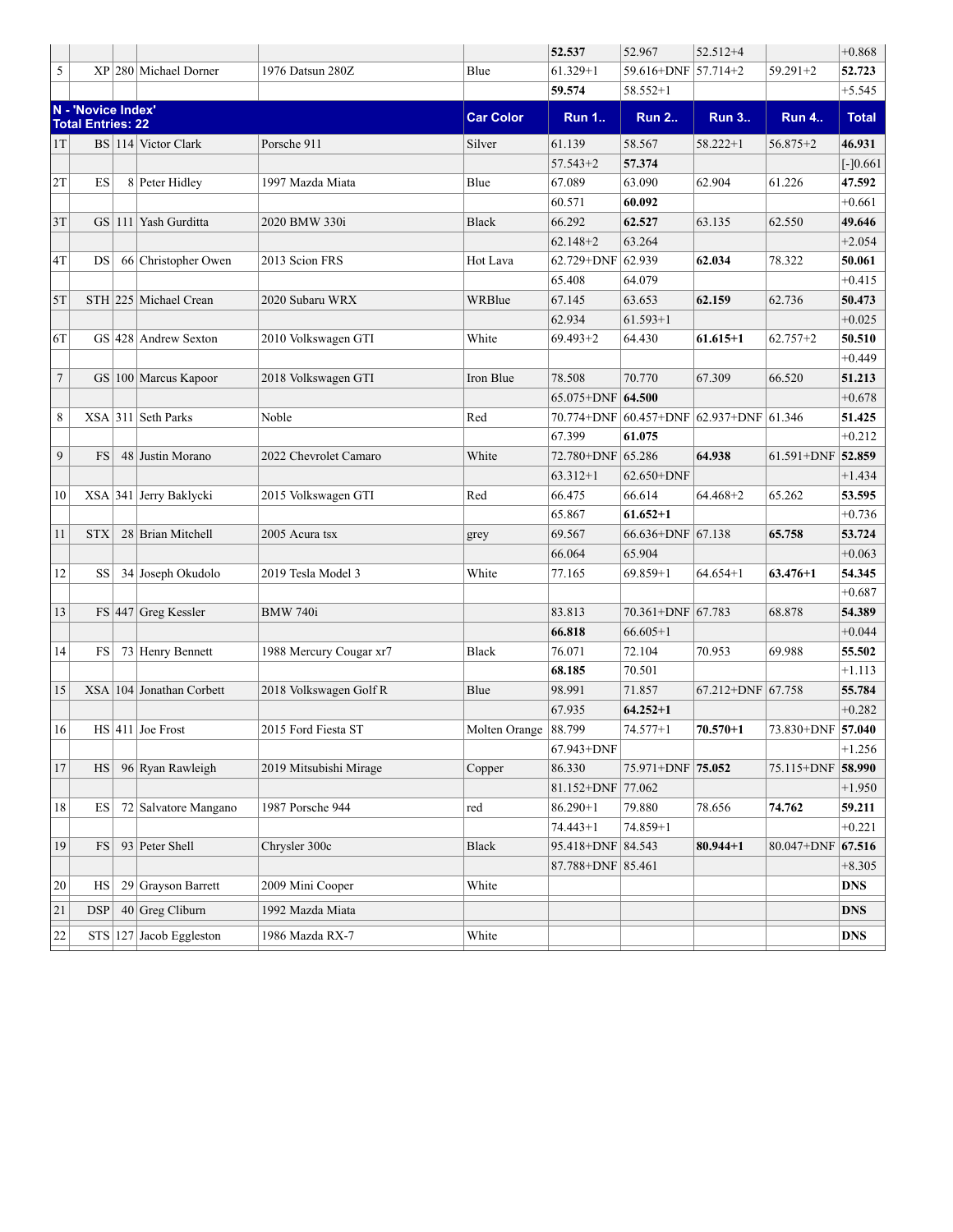| | | | | | | | | | | |
|---|---|---|---|---|---|---|---|---|---|---|
| | | | | | | **52.537** | 52.967 | 52.512+4 | | +0.868 |
| 5 | XP | 280 | Michael Dorner | 1976 Datsun 280Z | Blue | 61.329+1 | 59.616+DNF | 57.714+2 | 59.291+2 | **52.723** |
| | | | | | | **59.574** | 58.552+1 | | | +5.545 |

| N - 'Novice Index' Total Entries: 22 | | | | | Car Color | Run 1.. | Run 2.. | Run 3.. | Run 4.. | Total |
|---|---|---|---|---|---|---|---|---|---|---|
| 1T | BS | 114 | Victor Clark | Porsche 911 | Silver | 61.139 | 58.567 | 58.222+1 | 56.875+2 | **46.931** |
| | | | | | | 57.543+2 | **57.374** | | | [-]0.661 |
| 2T | ES | 8 | Peter Hidley | 1997 Mazda Miata | Blue | 67.089 | 63.090 | 62.904 | 61.226 | **47.592** |
| | | | | | | 60.571 | **60.092** | | | +0.661 |
| 3T | GS | 111 | Yash Gurditta | 2020 BMW 330i | Black | 66.292 | **62.527** | 63.135 | 62.550 | **49.646** |
| | | | | | | 62.148+2 | 63.264 | | | +2.054 |
| 4T | DS | 66 | Christopher Owen | 2013 Scion FRS | Hot Lava | 62.729+DNF | 62.939 | **62.034** | 78.322 | **50.061** |
| | | | | | | 65.408 | 64.079 | | | +0.415 |
| 5T | STH | 225 | Michael Crean | 2020 Subaru WRX | WRBlue | 67.145 | 63.653 | **62.159** | 62.736 | **50.473** |
| | | | | | | 62.934 | 61.593+1 | | | +0.025 |
| 6T | GS | 428 | Andrew Sexton | 2010 Volkswagen GTI | White | 69.493+2 | 64.430 | **61.615+1** | 62.757+2 | **50.510** |
| | | | | | | | | | | +0.449 |
| 7 | GS | 100 | Marcus Kapoor | 2018 Volkswagen GTI | Iron Blue | 78.508 | 70.770 | 67.309 | 66.520 | **51.213** |
| | | | | | | 65.075+DNF | **64.500** | | | +0.678 |
| 8 | XSA | 311 | Seth Parks | Noble | Red | 70.774+DNF | 60.457+DNF | 62.937+DNF | 61.346 | **51.425** |
| | | | | | | 67.399 | **61.075** | | | +0.212 |
| 9 | FS | 48 | Justin Morano | 2022 Chevrolet Camaro | White | 72.780+DNF | 65.286 | **64.938** | 61.591+DNF | **52.859** |
| | | | | | | 63.312+1 | 62.650+DNF | | | +1.434 |
| 10 | XSA | 341 | Jerry Baklycki | 2015 Volkswagen GTI | Red | 66.475 | 66.614 | 64.468+2 | 65.262 | **53.595** |
| | | | | | | 65.867 | **61.652+1** | | | +0.736 |
| 11 | STX | 28 | Brian Mitchell | 2005 Acura tsx | grey | 69.567 | 66.636+DNF | 67.138 | **65.758** | **53.724** |
| | | | | | | 66.064 | 65.904 | | | +0.063 |
| 12 | SS | 34 | Joseph Okudolo | 2019 Tesla Model 3 | White | 77.165 | 69.859+1 | 64.654+1 | **63.476+1** | **54.345** |
| | | | | | | | | | | +0.687 |
| 13 | FS | 447 | Greg Kessler | BMW 740i | | 83.813 | 70.361+DNF | 67.783 | 68.878 | **54.389** |
| | | | | | | **66.818** | 66.605+1 | | | +0.044 |
| 14 | FS | 73 | Henry Bennett | 1988 Mercury Cougar xr7 | Black | 76.071 | 72.104 | 70.953 | 69.988 | **55.502** |
| | | | | | | **68.185** | 70.501 | | | +1.113 |
| 15 | XSA | 104 | Jonathan Corbett | 2018 Volkswagen Golf R | Blue | 98.991 | 71.857 | 67.212+DNF | 67.758 | **55.784** |
| | | | | | | 67.935 | **64.252+1** | | | +0.282 |
| 16 | HS | 411 | Joe Frost | 2015 Ford Fiesta ST | Molten Orange | 88.799 | 74.577+1 | **70.570+1** | 73.830+DNF | **57.040** |
| | | | | | | 67.943+DNF | | | | +1.256 |
| 17 | HS | 96 | Ryan Rawleigh | 2019 Mitsubishi Mirage | Copper | 86.330 | 75.971+DNF | **75.052** | 75.115+DNF | **58.990** |
| | | | | | | 81.152+DNF | 77.062 | | | +1.950 |
| 18 | ES | 72 | Salvatore Mangano | 1987 Porsche 944 | red | 86.290+1 | 79.880 | 78.656 | **74.762** | **59.211** |
| | | | | | | 74.443+1 | 74.859+1 | | | +0.221 |
| 19 | FS | 93 | Peter Shell | Chrysler 300c | Black | 95.418+DNF | 84.543 | **80.944+1** | 80.047+DNF | **67.516** |
| | | | | | | 87.788+DNF | 85.461 | | | +8.305 |
| 20 | HS | 29 | Grayson Barrett | 2009 Mini Cooper | White | | | | | **DNS** |
| 21 | DSP | 40 | Greg Cliburn | 1992 Mazda Miata | | | | | | **DNS** |
| 22 | STS | 127 | Jacob Eggleston | 1986 Mazda RX-7 | White | | | | | **DNS** |